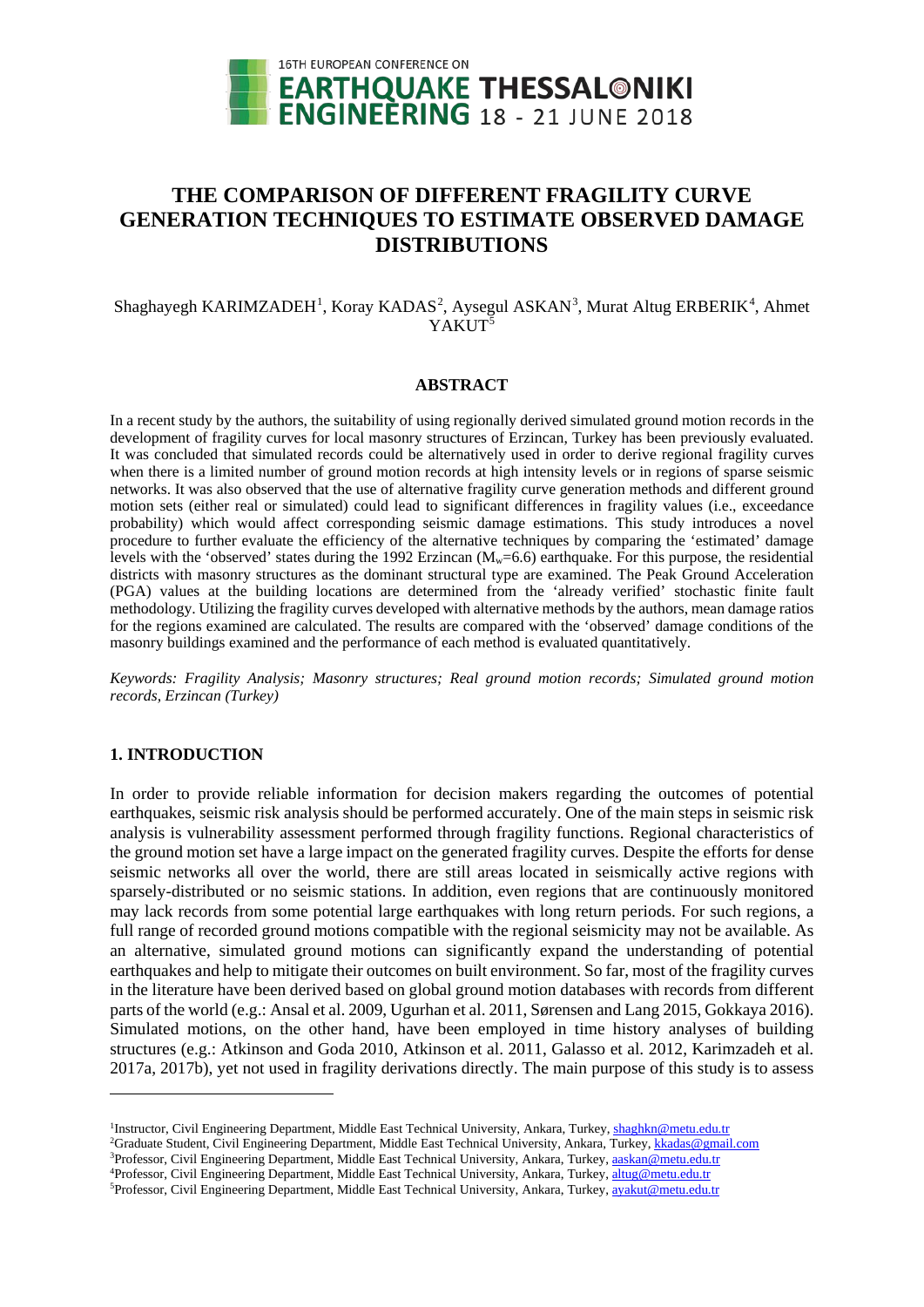# THE COMPARISON OF DIFFERENT FRAGILITY CURVE GENERATION TECHNIQUES TO ESTIMATE OBSERVED DAMAGE DISTRIBUTIONS

Shaghayegh KARIMZADEH[1], Koray KADAS[2], Aysegul ASKAN[3], Murat Altug ERBERIK[4], Ahmet YAKUT[5]

## ABSTRACT

In a recent study by the authors, the suitability of using regionally derived simulated ground motion records in the development of fragility curves for local masonry structures of Erzincan, Turkey has been previously evaluated. It was concluded that simulated records could be alternatively used in order to derive regional fragility curves when there is a limited number of ground motion records at high intensity levels or in regions of sparse seismic networks. It was also observed that the use of alternative fragility curve generation methods and different ground motion sets (either real or simulated) could lead to significant differences in fragility values (i.e., exceedance probability) which would affect corresponding seismic damage estimations. This study introduces a novel procedure to further evaluate the efficiency of the alternative techniques by comparing the 'estimated' damage levels with the 'observed' states during the 1992 Erzincan ($M_w$=6.6) earthquake. For this purpose, the residential districts with masonry structures as the dominant structural type are examined. The Peak Ground Acceleration (PGA) values at the building locations are determined from the 'already verified' stochastic finite fault methodology. Utilizing the fragility curves developed with alternative methods by the authors, mean damage ratios for the regions examined are calculated. The results are compared with the 'observed' damage conditions of the masonry buildings examined and the performance of each method is evaluated quantitatively.

*Keywords: Fragility Analysis; Masonry structures; Real ground motion records; Simulated ground motion records, Erzincan (Turkey)*

## 1. INTRODUCTION

In order to provide reliable information for decision makers regarding the outcomes of potential earthquakes, seismic risk analysis should be performed accurately. One of the main steps in seismic risk analysis is vulnerability assessment performed through fragility functions. Regional characteristics of the ground motion set have a large impact on the generated fragility curves. Despite the efforts for dense seismic networks all over the world, there are still areas located in seismically active regions with sparsely-distributed or no seismic stations. In addition, even regions that are continuously monitored may lack records from some potential large earthquakes with long return periods. For such regions, a full range of recorded ground motions compatible with the regional seismicity may not be available. As an alternative, simulated ground motions can significantly expand the understanding of potential earthquakes and help to mitigate their outcomes on built environment. So far, most of the fragility curves in the literature have been derived based on global ground motion databases with records from different parts of the world (e.g.: Ansal et al. 2009, Ugurhan et al. 2011, Sørensen and Lang 2015, Gokkaya 2016). Simulated motions, on the other hand, have been employed in time history analyses of building structures (e.g.: Atkinson and Goda 2010, Atkinson et al. 2011, Galasso et al. 2012, Karimzadeh et al. 2017a, 2017b), yet not used in fragility derivations directly. The main purpose of this study is to assess

---

[1]Instructor, Civil Engineering Department, Middle East Technical University, Ankara, Turkey, shaghkn@metu.edu.tr

[2]Graduate Student, Civil Engineering Department, Middle East Technical University, Ankara, Turkey, kkadas@gmail.com

[3]Professor, Civil Engineering Department, Middle East Technical University, Ankara, Turkey, aaskan@metu.edu.tr

[4]Professor, Civil Engineering Department, Middle East Technical University, Ankara, Turkey, altug@metu.edu.tr

[5]Professor, Civil Engineering Department, Middle East Technical University, Ankara, Turkey, ayakut@metu.edu.tr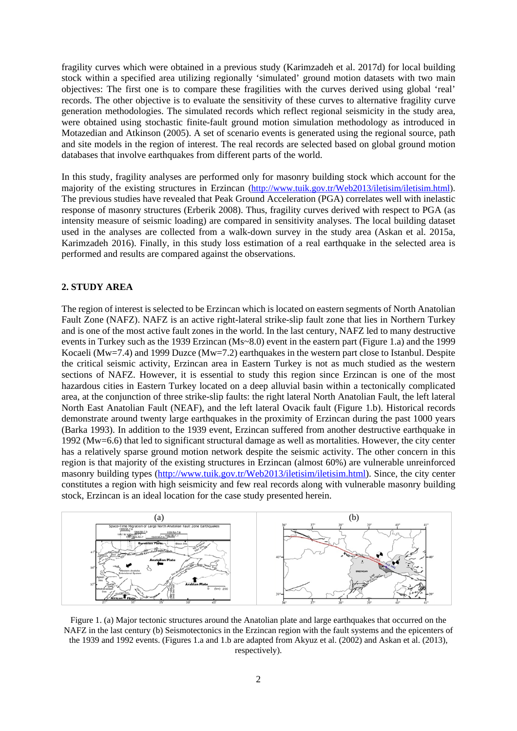fragility curves which were obtained in a previous study (Karimzadeh et al. 2017d) for local building stock within a specified area utilizing regionally 'simulated' ground motion datasets with two main objectives: The first one is to compare these fragilities with the curves derived using global 'real' records. The other objective is to evaluate the sensitivity of these curves to alternative fragility curve generation methodologies. The simulated records which reflect regional seismicity in the study area, were obtained using stochastic finite-fault ground motion simulation methodology as introduced in Motazedian and Atkinson (2005). A set of scenario events is generated using the regional source, path and site models in the region of interest. The real records are selected based on global ground motion databases that involve earthquakes from different parts of the world.

In this study, fragility analyses are performed only for masonry building stock which account for the majority of the existing structures in Erzincan (http://www.tuik.gov.tr/Web2013/iletisim/iletisim.html). The previous studies have revealed that Peak Ground Acceleration (PGA) correlates well with inelastic response of masonry structures (Erberik 2008). Thus, fragility curves derived with respect to PGA (as intensity measure of seismic loading) are compared in sensitivity analyses. The local building dataset used in the analyses are collected from a walk-down survey in the study area (Askan et al. 2015a, Karimzadeh 2016). Finally, in this study loss estimation of a real earthquake in the selected area is performed and results are compared against the observations.

## 2. STUDY AREA

The region of interest is selected to be Erzincan which is located on eastern segments of North Anatolian Fault Zone (NAFZ). NAFZ is an active right-lateral strike-slip fault zone that lies in Northern Turkey and is one of the most active fault zones in the world. In the last century, NAFZ led to many destructive events in Turkey such as the 1939 Erzincan (Ms~8.0) event in the eastern part (Figure 1.a) and the 1999 Kocaeli (Mw=7.4) and 1999 Duzce (Mw=7.2) earthquakes in the western part close to Istanbul. Despite the critical seismic activity, Erzincan area in Eastern Turkey is not as much studied as the western sections of NAFZ. However, it is essential to study this region since Erzincan is one of the most hazardous cities in Eastern Turkey located on a deep alluvial basin within a tectonically complicated area, at the conjunction of three strike-slip faults: the right lateral North Anatolian Fault, the left lateral North East Anatolian Fault (NEAF), and the left lateral Ovacik fault (Figure 1.b). Historical records demonstrate around twenty large earthquakes in the proximity of Erzincan during the past 1000 years (Barka 1993). In addition to the 1939 event, Erzincan suffered from another destructive earthquake in 1992 (Mw=6.6) that led to significant structural damage as well as mortalities. However, the city center has a relatively sparse ground motion network despite the seismic activity. The other concern in this region is that majority of the existing structures in Erzincan (almost 60%) are vulnerable unreinforced masonry building types (http://www.tuik.gov.tr/Web2013/iletisim/iletisim.html). Since, the city center constitutes a region with high seismicity and few real records along with vulnerable masonry building stock, Erzincan is an ideal location for the case study presented herein.

Figure 1. (a) Major tectonic structures around the Anatolian plate and large earthquakes that occurred on the NAFZ in the last century (b) Seismotectonics in the Erzincan region with the fault systems and the epicenters of the 1939 and 1992 events. (Figures 1.a and 1.b are adapted from Akyuz et al. (2002) and Askan et al. (2013), respectively).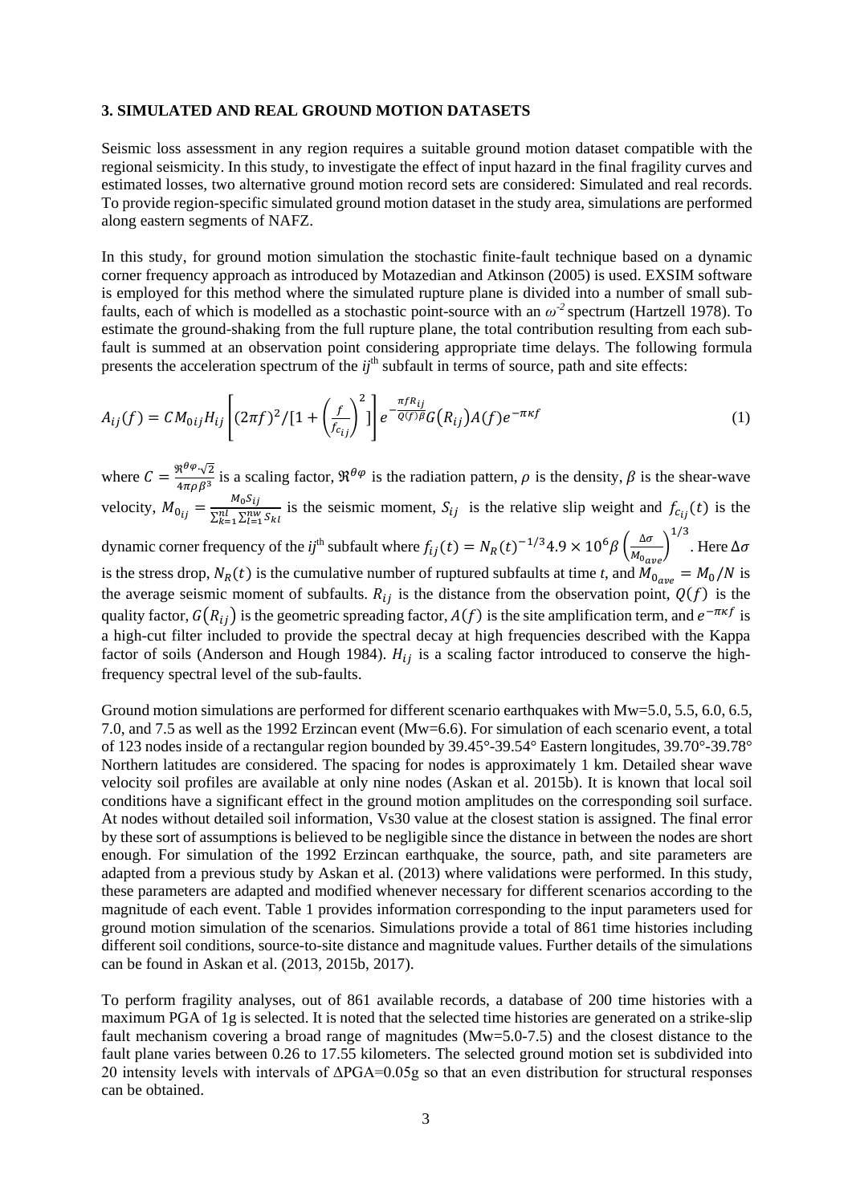### 3. SIMULATED AND REAL GROUND MOTION DATASETS

Seismic loss assessment in any region requires a suitable ground motion dataset compatible with the regional seismicity. In this study, to investigate the effect of input hazard in the final fragility curves and estimated losses, two alternative ground motion record sets are considered: Simulated and real records. To provide region-specific simulated ground motion dataset in the study area, simulations are performed along eastern segments of NAFZ.

In this study, for ground motion simulation the stochastic finite-fault technique based on a dynamic corner frequency approach as introduced by Motazedian and Atkinson (2005) is used. EXSIM software is employed for this method where the simulated rupture plane is divided into a number of small sub-faults, each of which is modelled as a stochastic point-source with an $\omega^{-2}$ spectrum (Hartzell 1978). To estimate the ground-shaking from the full rupture plane, the total contribution resulting from each sub-fault is summed at an observation point considering appropriate time delays. The following formula presents the acceleration spectrum of the $ij^{\text{th}}$ subfault in terms of source, path and site effects:

$$A_{ij}(f) = CM_{0ij}H_{ij}\left[(2\pi f)^2/[1+\left(\frac{f}{f_{c_{ij}}}\right)^2]\right]e^{-\frac{\pi f R_{ij}}{Q(f)\beta}}G(R_{ij})A(f)e^{-\pi\kappa f} \tag{1}$$

where $C = \frac{\Re^{\theta\varphi}\cdot\sqrt{2}}{4\pi\rho\beta^3}$ is a scaling factor, $\Re^{\theta\varphi}$ is the radiation pattern, $\rho$ is the density, $\beta$ is the shear-wave velocity, $M_{0_{ij}} = \frac{M_0 S_{ij}}{\sum_{k=1}^{nl}\sum_{l=1}^{nw} S_{kl}}$ is the seismic moment, $S_{ij}$ is the relative slip weight and $f_{c_{ij}}(t)$ is the dynamic corner frequency of the $ij^{\text{th}}$ subfault where $f_{ij}(t) = N_R(t)^{-1/3}4.9\times10^6\beta\left(\frac{\Delta\sigma}{M_{0_{ave}}}\right)^{1/3}$. Here $\Delta\sigma$ is the stress drop, $N_R(t)$ is the cumulative number of ruptured subfaults at time *t*, and $M_{0_{ave}} = M_0/N$ is the average seismic moment of subfaults. $R_{ij}$ is the distance from the observation point, $Q(f)$ is the quality factor, $G(R_{ij})$ is the geometric spreading factor, $A(f)$ is the site amplification term, and $e^{-\pi\kappa f}$ is a high-cut filter included to provide the spectral decay at high frequencies described with the Kappa factor of soils (Anderson and Hough 1984). $H_{ij}$ is a scaling factor introduced to conserve the high-frequency spectral level of the sub-faults.

Ground motion simulations are performed for different scenario earthquakes with Mw=5.0, 5.5, 6.0, 6.5, 7.0, and 7.5 as well as the 1992 Erzincan event (Mw=6.6). For simulation of each scenario event, a total of 123 nodes inside of a rectangular region bounded by 39.45°-39.54° Eastern longitudes, 39.70°-39.78° Northern latitudes are considered. The spacing for nodes is approximately 1 km. Detailed shear wave velocity soil profiles are available at only nine nodes (Askan et al. 2015b). It is known that local soil conditions have a significant effect in the ground motion amplitudes on the corresponding soil surface. At nodes without detailed soil information, Vs30 value at the closest station is assigned. The final error by these sort of assumptions is believed to be negligible since the distance in between the nodes are short enough. For simulation of the 1992 Erzincan earthquake, the source, path, and site parameters are adapted from a previous study by Askan et al. (2013) where validations were performed. In this study, these parameters are adapted and modified whenever necessary for different scenarios according to the magnitude of each event. Table 1 provides information corresponding to the input parameters used for ground motion simulation of the scenarios. Simulations provide a total of 861 time histories including different soil conditions, source-to-site distance and magnitude values. Further details of the simulations can be found in Askan et al. (2013, 2015b, 2017).

To perform fragility analyses, out of 861 available records, a database of 200 time histories with a maximum PGA of 1g is selected. It is noted that the selected time histories are generated on a strike-slip fault mechanism covering a broad range of magnitudes (Mw=5.0-7.5) and the closest distance to the fault plane varies between 0.26 to 17.55 kilometers. The selected ground motion set is subdivided into 20 intensity levels with intervals of ΔPGA=0.05g so that an even distribution for structural responses can be obtained.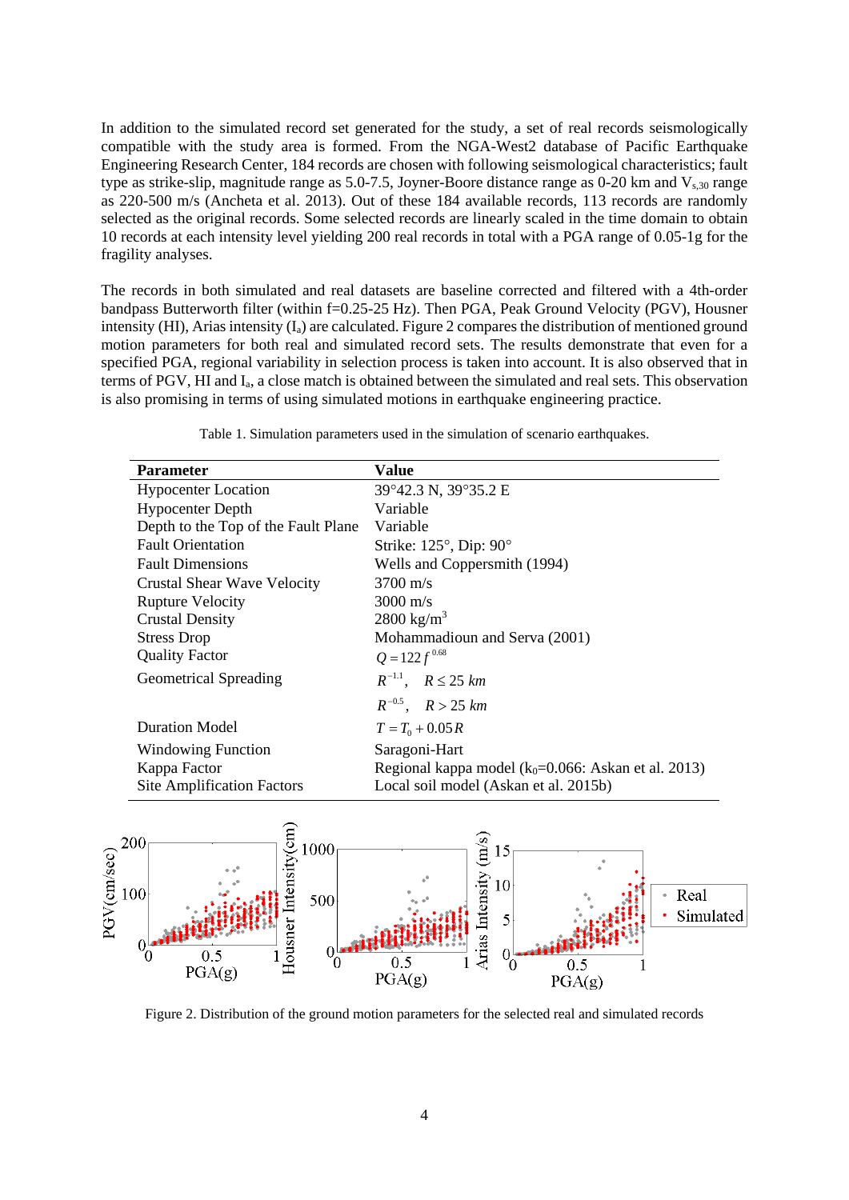In addition to the simulated record set generated for the study, a set of real records seismologically compatible with the study area is formed. From the NGA-West2 database of Pacific Earthquake Engineering Research Center, 184 records are chosen with following seismological characteristics; fault type as strike-slip, magnitude range as 5.0-7.5, Joyner-Boore distance range as 0-20 km and $V_{s,30}$ range as 220-500 m/s (Ancheta et al. 2013). Out of these 184 available records, 113 records are randomly selected as the original records. Some selected records are linearly scaled in the time domain to obtain 10 records at each intensity level yielding 200 real records in total with a PGA range of 0.05-1g for the fragility analyses.

The records in both simulated and real datasets are baseline corrected and filtered with a 4th-order bandpass Butterworth filter (within f=0.25-25 Hz). Then PGA, Peak Ground Velocity (PGV), Housner intensity (HI), Arias intensity ($I_a$) are calculated. Figure 2 compares the distribution of mentioned ground motion parameters for both real and simulated record sets. The results demonstrate that even for a specified PGA, regional variability in selection process is taken into account. It is also observed that in terms of PGV, HI and $I_a$, a close match is obtained between the simulated and real sets. This observation is also promising in terms of using simulated motions in earthquake engineering practice.

Table 1. Simulation parameters used in the simulation of scenario earthquakes.

| Parameter | Value |
|---|---|
| Hypocenter Location | 39°42.3 N, 39°35.2 E |
| Hypocenter Depth | Variable |
| Depth to the Top of the Fault Plane | Variable |
| Fault Orientation | Strike: 125°, Dip: 90° |
| Fault Dimensions | Wells and Coppersmith (1994) |
| Crustal Shear Wave Velocity | 3700 m/s |
| Rupture Velocity | 3000 m/s |
| Crustal Density | 2800 kg/m$^3$ |
| Stress Drop | Mohammadioun and Serva (2001) |
| Quality Factor | $Q = 122\, f^{0.68}$ |
| Geometrical Spreading | $R^{-1.1}, \quad R \leq 25\ km$ |
| | $R^{-0.5}, \quad R > 25\ km$ |
| Duration Model | $T = T_0 + 0.05R$ |
| Windowing Function | Saragoni-Hart |
| Kappa Factor | Regional kappa model ($k_0$=0.066: Askan et al. 2013) |
| Site Amplification Factors | Local soil model (Askan et al. 2015b) |

Figure 2. Distribution of the ground motion parameters for the selected real and simulated records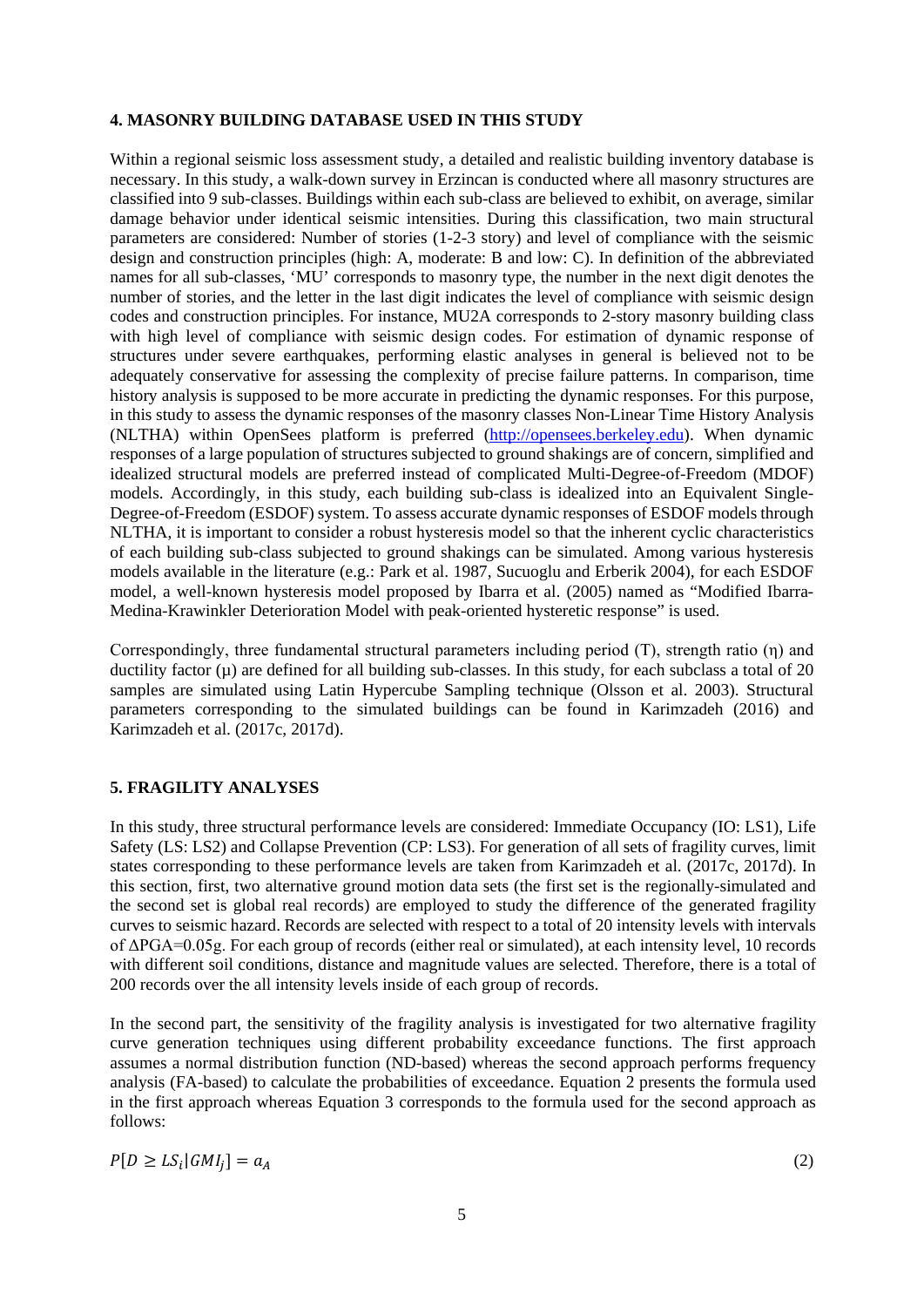## 4. MASONRY BUILDING DATABASE USED IN THIS STUDY

Within a regional seismic loss assessment study, a detailed and realistic building inventory database is necessary. In this study, a walk-down survey in Erzincan is conducted where all masonry structures are classified into 9 sub-classes. Buildings within each sub-class are believed to exhibit, on average, similar damage behavior under identical seismic intensities. During this classification, two main structural parameters are considered: Number of stories (1-2-3 story) and level of compliance with the seismic design and construction principles (high: A, moderate: B and low: C). In definition of the abbreviated names for all sub-classes, 'MU' corresponds to masonry type, the number in the next digit denotes the number of stories, and the letter in the last digit indicates the level of compliance with seismic design codes and construction principles. For instance, MU2A corresponds to 2-story masonry building class with high level of compliance with seismic design codes. For estimation of dynamic response of structures under severe earthquakes, performing elastic analyses in general is believed not to be adequately conservative for assessing the complexity of precise failure patterns. In comparison, time history analysis is supposed to be more accurate in predicting the dynamic responses. For this purpose, in this study to assess the dynamic responses of the masonry classes Non-Linear Time History Analysis (NLTHA) within OpenSees platform is preferred (http://opensees.berkeley.edu). When dynamic responses of a large population of structures subjected to ground shakings are of concern, simplified and idealized structural models are preferred instead of complicated Multi-Degree-of-Freedom (MDOF) models. Accordingly, in this study, each building sub-class is idealized into an Equivalent Single-Degree-of-Freedom (ESDOF) system. To assess accurate dynamic responses of ESDOF models through NLTHA, it is important to consider a robust hysteresis model so that the inherent cyclic characteristics of each building sub-class subjected to ground shakings can be simulated. Among various hysteresis models available in the literature (e.g.: Park et al. 1987, Sucuoglu and Erberik 2004), for each ESDOF model, a well-known hysteresis model proposed by Ibarra et al. (2005) named as "Modified Ibarra-Medina-Krawinkler Deterioration Model with peak-oriented hysteretic response" is used.

Correspondingly, three fundamental structural parameters including period (T), strength ratio (η) and ductility factor (μ) are defined for all building sub-classes. In this study, for each subclass a total of 20 samples are simulated using Latin Hypercube Sampling technique (Olsson et al. 2003). Structural parameters corresponding to the simulated buildings can be found in Karimzadeh (2016) and Karimzadeh et al. (2017c, 2017d).

## 5. FRAGILITY ANALYSES

In this study, three structural performance levels are considered: Immediate Occupancy (IO: LS1), Life Safety (LS: LS2) and Collapse Prevention (CP: LS3). For generation of all sets of fragility curves, limit states corresponding to these performance levels are taken from Karimzadeh et al. (2017c, 2017d). In this section, first, two alternative ground motion data sets (the first set is the regionally-simulated and the second set is global real records) are employed to study the difference of the generated fragility curves to seismic hazard. Records are selected with respect to a total of 20 intensity levels with intervals of ΔPGA=0.05g. For each group of records (either real or simulated), at each intensity level, 10 records with different soil conditions, distance and magnitude values are selected. Therefore, there is a total of 200 records over the all intensity levels inside of each group of records.

In the second part, the sensitivity of the fragility analysis is investigated for two alternative fragility curve generation techniques using different probability exceedance functions. The first approach assumes a normal distribution function (ND-based) whereas the second approach performs frequency analysis (FA-based) to calculate the probabilities of exceedance. Equation 2 presents the formula used in the first approach whereas Equation 3 corresponds to the formula used for the second approach as follows:

$$P[D \geq LS_i | GMI_j] = \alpha_A \tag{2}$$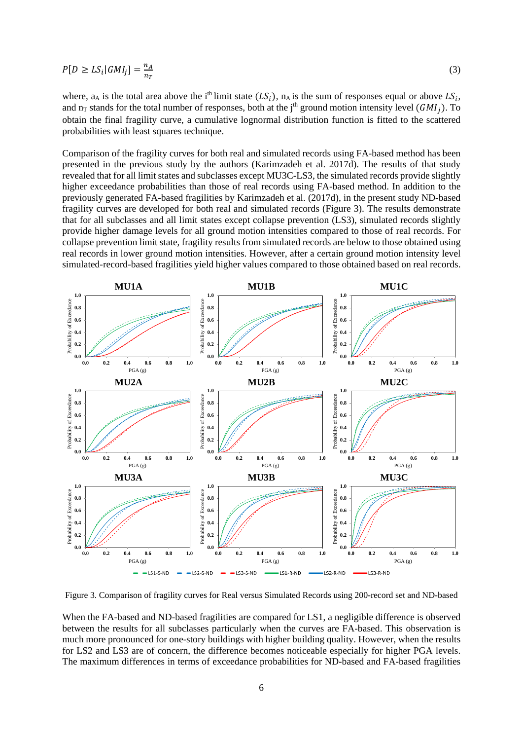$$P[D \geq LS_i|GMI_j] = \frac{n_A}{n_T} \tag{3}$$

where, $a_A$ is the total area above the i[th] limit state ($LS_i$), $n_A$ is the sum of responses equal or above $LS_i$, and $n_T$ stands for the total number of responses, both at the j[th] ground motion intensity level ($GMI_j$). To obtain the final fragility curve, a cumulative lognormal distribution function is fitted to the scattered probabilities with least squares technique.

Comparison of the fragility curves for both real and simulated records using FA-based method has been presented in the previous study by the authors (Karimzadeh et al. 2017d). The results of that study revealed that for all limit states and subclasses except MU3C-LS3, the simulated records provide slightly higher exceedance probabilities than those of real records using FA-based method. In addition to the previously generated FA-based fragilities by Karimzadeh et al. (2017d), in the present study ND-based fragility curves are developed for both real and simulated records (Figure 3). The results demonstrate that for all subclasses and all limit states except collapse prevention (LS3), simulated records slightly provide higher damage levels for all ground motion intensities compared to those of real records. For collapse prevention limit state, fragility results from simulated records are below to those obtained using real records in lower ground motion intensities. However, after a certain ground motion intensity level simulated-record-based fragilities yield higher values compared to those obtained based on real records.

Figure 3. Comparison of fragility curves for Real versus Simulated Records using 200-record set and ND-based

When the FA-based and ND-based fragilities are compared for LS1, a negligible difference is observed between the results for all subclasses particularly when the curves are FA-based. This observation is much more pronounced for one-story buildings with higher building quality. However, when the results for LS2 and LS3 are of concern, the difference becomes noticeable especially for higher PGA levels. The maximum differences in terms of exceedance probabilities for ND-based and FA-based fragilities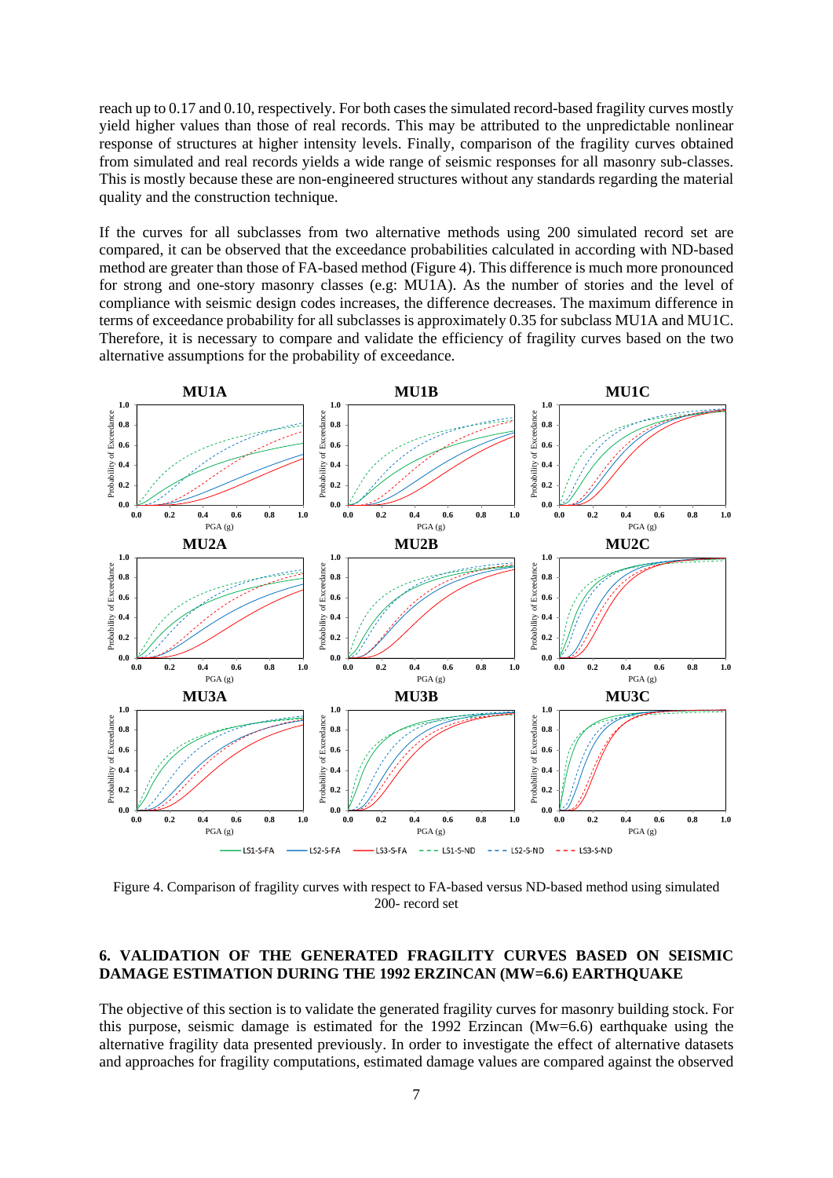reach up to 0.17 and 0.10, respectively. For both cases the simulated record-based fragility curves mostly yield higher values than those of real records. This may be attributed to the unpredictable nonlinear response of structures at higher intensity levels. Finally, comparison of the fragility curves obtained from simulated and real records yields a wide range of seismic responses for all masonry sub-classes. This is mostly because these are non-engineered structures without any standards regarding the material quality and the construction technique.

If the curves for all subclasses from two alternative methods using 200 simulated record set are compared, it can be observed that the exceedance probabilities calculated in according with ND-based method are greater than those of FA-based method (Figure 4). This difference is much more pronounced for strong and one-story masonry classes (e.g: MU1A). As the number of stories and the level of compliance with seismic design codes increases, the difference decreases. The maximum difference in terms of exceedance probability for all subclasses is approximately 0.35 for subclass MU1A and MU1C. Therefore, it is necessary to compare and validate the efficiency of fragility curves based on the two alternative assumptions for the probability of exceedance.

Figure 4. Comparison of fragility curves with respect to FA-based versus ND-based method using simulated 200- record set

## 6. VALIDATION OF THE GENERATED FRAGILITY CURVES BASED ON SEISMIC DAMAGE ESTIMATION DURING THE 1992 ERZINCAN (MW=6.6) EARTHQUAKE

The objective of this section is to validate the generated fragility curves for masonry building stock. For this purpose, seismic damage is estimated for the 1992 Erzincan (Mw=6.6) earthquake using the alternative fragility data presented previously. In order to investigate the effect of alternative datasets and approaches for fragility computations, estimated damage values are compared against the observed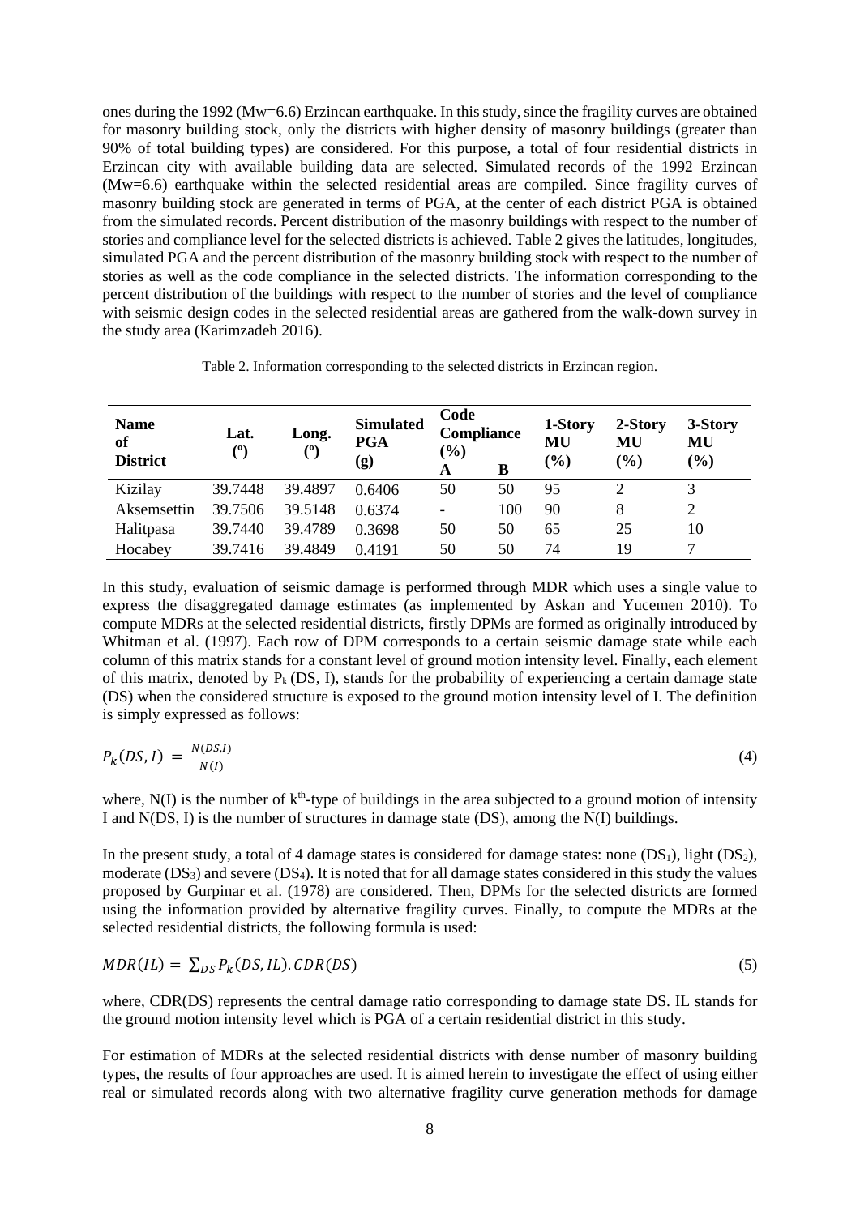ones during the 1992 (Mw=6.6) Erzincan earthquake. In this study, since the fragility curves are obtained for masonry building stock, only the districts with higher density of masonry buildings (greater than 90% of total building types) are considered. For this purpose, a total of four residential districts in Erzincan city with available building data are selected. Simulated records of the 1992 Erzincan (Mw=6.6) earthquake within the selected residential areas are compiled. Since fragility curves of masonry building stock are generated in terms of PGA, at the center of each district PGA is obtained from the simulated records. Percent distribution of the masonry buildings with respect to the number of stories and compliance level for the selected districts is achieved. Table 2 gives the latitudes, longitudes, simulated PGA and the percent distribution of the masonry building stock with respect to the number of stories as well as the code compliance in the selected districts. The information corresponding to the percent distribution of the buildings with respect to the number of stories and the level of compliance with seismic design codes in the selected residential areas are gathered from the walk-down survey in the study area (Karimzadeh 2016).

Table 2. Information corresponding to the selected districts in Erzincan region.

| Name of District | Lat. (º) | Long. (º) | Simulated PGA (g) | Code Compliance (%) | | 1-Story MU (%) | 2-Story MU (%) | 3-Story MU (%) |
|---|---|---|---|---|---|---|---|---|
| | | | | A | B | | | |
| Kizilay | 39.7448 | 39.4897 | 0.6406 | 50 | 50 | 95 | 2 | 3 |
| Aksemsettin | 39.7506 | 39.5148 | 0.6374 | - | 100 | 90 | 8 | 2 |
| Halitpasa | 39.7440 | 39.4789 | 0.3698 | 50 | 50 | 65 | 25 | 10 |
| Hocabey | 39.7416 | 39.4849 | 0.4191 | 50 | 50 | 74 | 19 | 7 |

In this study, evaluation of seismic damage is performed through MDR which uses a single value to express the disaggregated damage estimates (as implemented by Askan and Yucemen 2010). To compute MDRs at the selected residential districts, firstly DPMs are formed as originally introduced by Whitman et al. (1997). Each row of DPM corresponds to a certain seismic damage state while each column of this matrix stands for a constant level of ground motion intensity level. Finally, each element of this matrix, denoted by $P_k(DS, I)$, stands for the probability of experiencing a certain damage state (DS) when the considered structure is exposed to the ground motion intensity level of I. The definition is simply expressed as follows:

$$P_k(DS, I) = \frac{N(DS, I)}{N(I)} \tag{4}$$

where, N(I) is the number of $k^{th}$-type of buildings in the area subjected to a ground motion of intensity I and N(DS, I) is the number of structures in damage state (DS), among the N(I) buildings.

In the present study, a total of 4 damage states is considered for damage states: none ($DS_1$), light ($DS_2$), moderate ($DS_3$) and severe ($DS_4$). It is noted that for all damage states considered in this study the values proposed by Gurpinar et al. (1978) are considered. Then, DPMs for the selected districts are formed using the information provided by alternative fragility curves. Finally, to compute the MDRs at the selected residential districts, the following formula is used:

$$MDR(IL) = \sum_{DS} P_k(DS, IL).CDR(DS) \tag{5}$$

where, CDR(DS) represents the central damage ratio corresponding to damage state DS. IL stands for the ground motion intensity level which is PGA of a certain residential district in this study.

For estimation of MDRs at the selected residential districts with dense number of masonry building types, the results of four approaches are used. It is aimed herein to investigate the effect of using either real or simulated records along with two alternative fragility curve generation methods for damage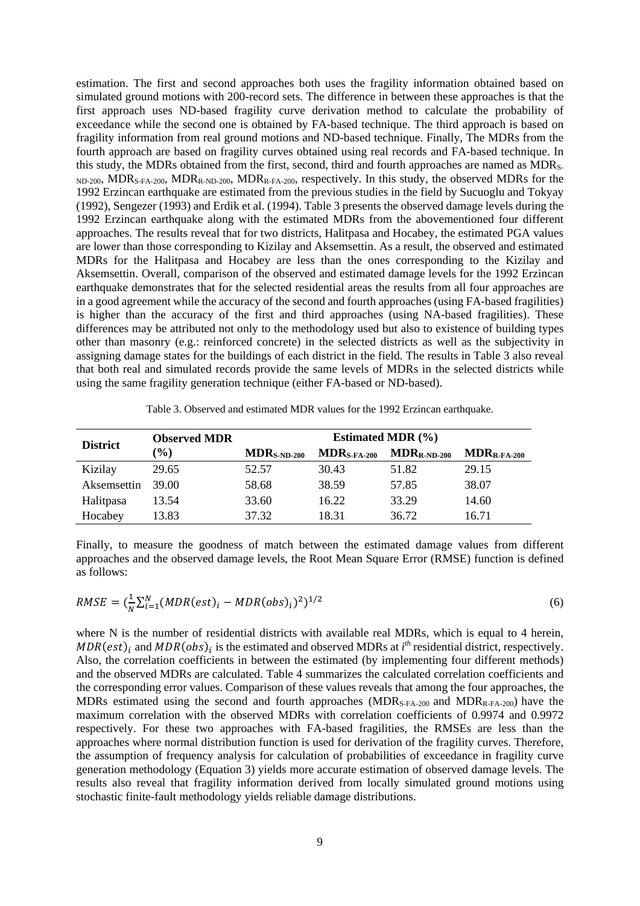estimation. The first and second approaches both uses the fragility information obtained based on simulated ground motions with 200-record sets. The difference in between these approaches is that the first approach uses ND-based fragility curve derivation method to calculate the probability of exceedance while the second one is obtained by FA-based technique. The third approach is based on fragility information from real ground motions and ND-based technique. Finally, The MDRs from the fourth approach are based on fragility curves obtained using real records and FA-based technique. In this study, the MDRs obtained from the first, second, third and fourth approaches are named as $MDR_{S-ND-200}$, $MDR_{S-FA-200}$, $MDR_{R-ND-200}$, $MDR_{R-FA-200}$, respectively. In this study, the observed MDRs for the 1992 Erzincan earthquake are estimated from the previous studies in the field by Sucuoglu and Tokyay (1992), Sengezer (1993) and Erdik et al. (1994). Table 3 presents the observed damage levels during the 1992 Erzincan earthquake along with the estimated MDRs from the abovementioned four different approaches. The results reveal that for two districts, Halitpasa and Hocabey, the estimated PGA values are lower than those corresponding to Kizilay and Aksemsettin. As a result, the observed and estimated MDRs for the Halitpasa and Hocabey are less than the ones corresponding to the Kizilay and Aksemsettin. Overall, comparison of the observed and estimated damage levels for the 1992 Erzincan earthquake demonstrates that for the selected residential areas the results from all four approaches are in a good agreement while the accuracy of the second and fourth approaches (using FA-based fragilities) is higher than the accuracy of the first and third approaches (using NA-based fragilities). These differences may be attributed not only to the methodology used but also to existence of building types other than masonry (e.g.: reinforced concrete) in the selected districts as well as the subjectivity in assigning damage states for the buildings of each district in the field. The results in Table 3 also reveal that both real and simulated records provide the same levels of MDRs in the selected districts while using the same fragility generation technique (either FA-based or ND-based).

Table 3. Observed and estimated MDR values for the 1992 Erzincan earthquake.

| **District** | **Observed MDR (%)** | **Estimated MDR (%)** | | | |
|---|---|---|---|---|---|
| | | $MDR_{S-ND-200}$ | $MDR_{S-FA-200}$ | $MDR_{R-ND-200}$ | $MDR_{R-FA-200}$ |
| Kizilay | 29.65 | 52.57 | 30.43 | 51.82 | 29.15 |
| Aksemsettin | 39.00 | 58.68 | 38.59 | 57.85 | 38.07 |
| Halitpasa | 13.54 | 33.60 | 16.22 | 33.29 | 14.60 |
| Hocabey | 13.83 | 37.32 | 18.31 | 36.72 | 16.71 |

Finally, to measure the goodness of match between the estimated damage values from different approaches and the observed damage levels, the Root Mean Square Error (RMSE) function is defined as follows:

$$RMSE = \left(\frac{1}{N}\sum_{i=1}^{N}(MDR(est)_i - MDR(obs)_i)^2\right)^{1/2} \tag{6}$$

where N is the number of residential districts with available real MDRs, which is equal to 4 herein, $MDR(est)_i$ and $MDR(obs)_i$ is the estimated and observed MDRs at $i^{th}$ residential district, respectively. Also, the correlation coefficients in between the estimated (by implementing four different methods) and the observed MDRs are calculated. Table 4 summarizes the calculated correlation coefficients and the corresponding error values. Comparison of these values reveals that among the four approaches, the MDRs estimated using the second and fourth approaches ($MDR_{S-FA-200}$ and $MDR_{R-FA-200}$) have the maximum correlation with the observed MDRs with correlation coefficients of 0.9974 and 0.9972 respectively. For these two approaches with FA-based fragilities, the RMSEs are less than the approaches where normal distribution function is used for derivation of the fragility curves. Therefore, the assumption of frequency analysis for calculation of probabilities of exceedance in fragility curve generation methodology (Equation 3) yields more accurate estimation of observed damage levels. The results also reveal that fragility information derived from locally simulated ground motions using stochastic finite-fault methodology yields reliable damage distributions.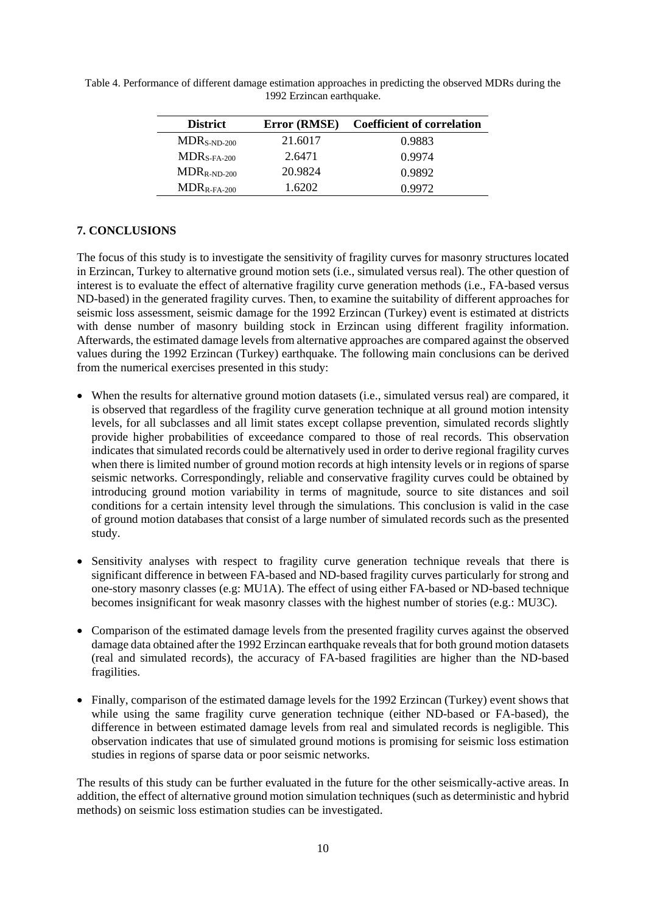Table 4. Performance of different damage estimation approaches in predicting the observed MDRs during the 1992 Erzincan earthquake.

| District | Error (RMSE) | Coefficient of correlation |
|---|---|---|
| $MDR_{S\text{-}ND\text{-}200}$ | 21.6017 | 0.9883 |
| $MDR_{S\text{-}FA\text{-}200}$ | 2.6471 | 0.9974 |
| $MDR_{R\text{-}ND\text{-}200}$ | 20.9824 | 0.9892 |
| $MDR_{R\text{-}FA\text{-}200}$ | 1.6202 | 0.9972 |

## 7. CONCLUSIONS

The focus of this study is to investigate the sensitivity of fragility curves for masonry structures located in Erzincan, Turkey to alternative ground motion sets (i.e., simulated versus real). The other question of interest is to evaluate the effect of alternative fragility curve generation methods (i.e., FA-based versus ND-based) in the generated fragility curves. Then, to examine the suitability of different approaches for seismic loss assessment, seismic damage for the 1992 Erzincan (Turkey) event is estimated at districts with dense number of masonry building stock in Erzincan using different fragility information. Afterwards, the estimated damage levels from alternative approaches are compared against the observed values during the 1992 Erzincan (Turkey) earthquake. The following main conclusions can be derived from the numerical exercises presented in this study:

- When the results for alternative ground motion datasets (i.e., simulated versus real) are compared, it is observed that regardless of the fragility curve generation technique at all ground motion intensity levels, for all subclasses and all limit states except collapse prevention, simulated records slightly provide higher probabilities of exceedance compared to those of real records. This observation indicates that simulated records could be alternatively used in order to derive regional fragility curves when there is limited number of ground motion records at high intensity levels or in regions of sparse seismic networks. Correspondingly, reliable and conservative fragility curves could be obtained by introducing ground motion variability in terms of magnitude, source to site distances and soil conditions for a certain intensity level through the simulations. This conclusion is valid in the case of ground motion databases that consist of a large number of simulated records such as the presented study.

- Sensitivity analyses with respect to fragility curve generation technique reveals that there is significant difference in between FA-based and ND-based fragility curves particularly for strong and one-story masonry classes (e.g: MU1A). The effect of using either FA-based or ND-based technique becomes insignificant for weak masonry classes with the highest number of stories (e.g.: MU3C).

- Comparison of the estimated damage levels from the presented fragility curves against the observed damage data obtained after the 1992 Erzincan earthquake reveals that for both ground motion datasets (real and simulated records), the accuracy of FA-based fragilities are higher than the ND-based fragilities.

- Finally, comparison of the estimated damage levels for the 1992 Erzincan (Turkey) event shows that while using the same fragility curve generation technique (either ND-based or FA-based), the difference in between estimated damage levels from real and simulated records is negligible. This observation indicates that use of simulated ground motions is promising for seismic loss estimation studies in regions of sparse data or poor seismic networks.

The results of this study can be further evaluated in the future for the other seismically-active areas. In addition, the effect of alternative ground motion simulation techniques (such as deterministic and hybrid methods) on seismic loss estimation studies can be investigated.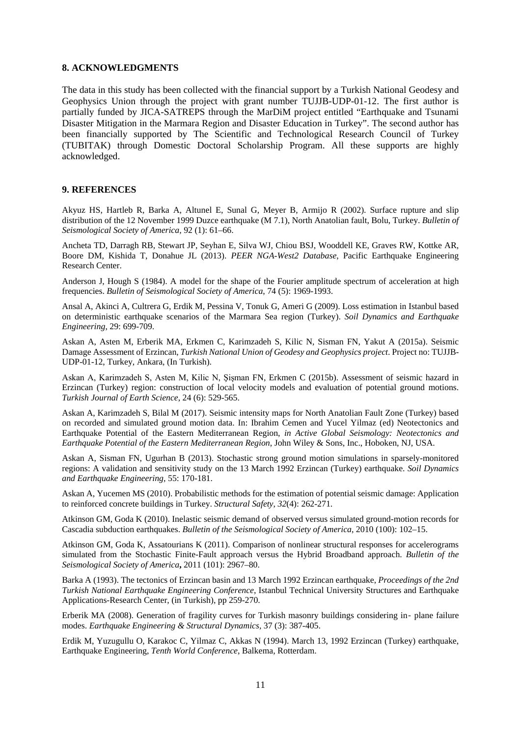## 8. ACKNOWLEDGMENTS

The data in this study has been collected with the financial support by a Turkish National Geodesy and Geophysics Union through the project with grant number TUJJB-UDP-01-12. The first author is partially funded by JICA-SATREPS through the MarDiM project entitled "Earthquake and Tsunami Disaster Mitigation in the Marmara Region and Disaster Education in Turkey". The second author has been financially supported by The Scientific and Technological Research Council of Turkey (TUBITAK) through Domestic Doctoral Scholarship Program. All these supports are highly acknowledged.

## 9. REFERENCES

Akyuz HS, Hartleb R, Barka A, Altunel E, Sunal G, Meyer B, Armijo R (2002). Surface rupture and slip distribution of the 12 November 1999 Duzce earthquake (M 7.1), North Anatolian fault, Bolu, Turkey. *Bulletin of Seismological Society of America*, 92 (1): 61–66.

Ancheta TD, Darragh RB, Stewart JP, Seyhan E, Silva WJ, Chiou BSJ, Wooddell KE, Graves RW, Kottke AR, Boore DM, Kishida T, Donahue JL (2013). *PEER NGA-West2 Database*, Pacific Earthquake Engineering Research Center.

Anderson J, Hough S (1984). A model for the shape of the Fourier amplitude spectrum of acceleration at high frequencies. *Bulletin of Seismological Society of America*, 74 (5): 1969-1993.

Ansal A, Akinci A, Cultrera G, Erdik M, Pessina V, Tonuk G, Ameri G (2009). Loss estimation in Istanbul based on deterministic earthquake scenarios of the Marmara Sea region (Turkey). *Soil Dynamics and Earthquake Engineering*, 29: 699-709.

Askan A, Asten M, Erberik MA, Erkmen C, Karimzadeh S, Kilic N, Sisman FN, Yakut A (2015a). Seismic Damage Assessment of Erzincan, *Turkish National Union of Geodesy and Geophysics project*. Project no: TUJJB-UDP-01-12, Turkey, Ankara, (In Turkish).

Askan A, Karimzadeh S, Asten M, Kilic N, Şişman FN, Erkmen C (2015b). Assessment of seismic hazard in Erzincan (Turkey) region: construction of local velocity models and evaluation of potential ground motions. *Turkish Journal of Earth Science*, 24 (6): 529-565.

Askan A, Karimzadeh S, Bilal M (2017). Seismic intensity maps for North Anatolian Fault Zone (Turkey) based on recorded and simulated ground motion data. In: Ibrahim Cemen and Yucel Yilmaz (ed) Neotectonics and Earthquake Potential of the Eastern Mediterranean Region, *in Active Global Seismology: Neotectonics and Earthquake Potential of the Eastern Mediterranean Region*, John Wiley & Sons, Inc., Hoboken, NJ, USA.

Askan A, Sisman FN, Ugurhan B (2013). Stochastic strong ground motion simulations in sparsely-monitored regions: A validation and sensitivity study on the 13 March 1992 Erzincan (Turkey) earthquake. *Soil Dynamics and Earthquake Engineering*, 55: 170-181.

Askan A, Yucemen MS (2010). Probabilistic methods for the estimation of potential seismic damage: Application to reinforced concrete buildings in Turkey. *Structural Safety*, *32*(4): 262-271.

Atkinson GM, Goda K (2010). Inelastic seismic demand of observed versus simulated ground-motion records for Cascadia subduction earthquakes. *Bulletin of the Seismological Society of America*, 2010 (100): 102–15.

Atkinson GM, Goda K, Assatourians K (2011). Comparison of nonlinear structural responses for accelerograms simulated from the Stochastic Finite-Fault approach versus the Hybrid Broadband approach. *Bulletin of the Seismological Society of America***,** 2011 (101): 2967–80.

Barka A (1993). The tectonics of Erzincan basin and 13 March 1992 Erzincan earthquake, *Proceedings of the 2nd Turkish National Earthquake Engineering Conference*, Istanbul Technical University Structures and Earthquake Applications-Research Center, (in Turkish), pp 259-270.

Erberik MA (2008). Generation of fragility curves for Turkish masonry buildings considering in‐ plane failure modes. *Earthquake Engineering & Structural Dynamics*, 37 (3): 387-405.

Erdik M, Yuzugullu O, Karakoc C, Yilmaz C, Akkas N (1994). March 13, 1992 Erzincan (Turkey) earthquake, Earthquake Engineering, *Tenth World Conference*, Balkema, Rotterdam.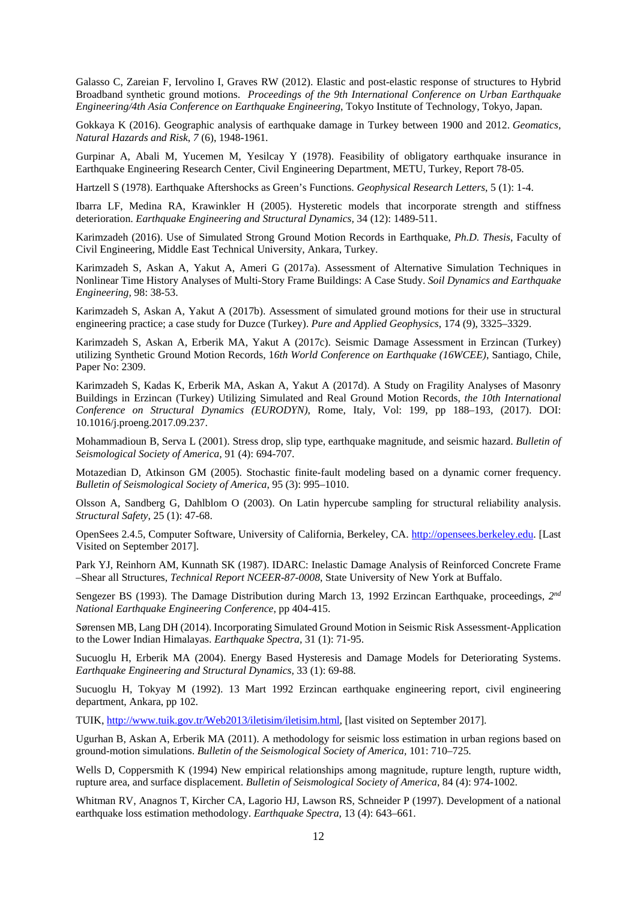Galasso C, Zareian F, Iervolino I, Graves RW (2012). Elastic and post-elastic response of structures to Hybrid Broadband synthetic ground motions. *Proceedings of the 9th International Conference on Urban Earthquake Engineering/4th Asia Conference on Earthquake Engineering*, Tokyo Institute of Technology, Tokyo, Japan.

Gokkaya K (2016). Geographic analysis of earthquake damage in Turkey between 1900 and 2012. *Geomatics, Natural Hazards and Risk*, *7* (6), 1948-1961.

Gurpinar A, Abali M, Yucemen M, Yesilcay Y (1978). Feasibility of obligatory earthquake insurance in Earthquake Engineering Research Center, Civil Engineering Department, METU, Turkey, Report 78-05.

Hartzell S (1978). Earthquake Aftershocks as Green's Functions. *Geophysical Research Letters*, 5 (1): 1-4.

Ibarra LF, Medina RA, Krawinkler H (2005). Hysteretic models that incorporate strength and stiffness deterioration. *Earthquake Engineering and Structural Dynamics,* 34 (12): 1489-511.

Karimzadeh (2016). Use of Simulated Strong Ground Motion Records in Earthquake, *Ph.D. Thesis*, Faculty of Civil Engineering, Middle East Technical University, Ankara, Turkey.

Karimzadeh S, Askan A, Yakut A, Ameri G (2017a). Assessment of Alternative Simulation Techniques in Nonlinear Time History Analyses of Multi-Story Frame Buildings: A Case Study. *Soil Dynamics and Earthquake Engineering,* 98: 38-53.

Karimzadeh S, Askan A, Yakut A (2017b). Assessment of simulated ground motions for their use in structural engineering practice; a case study for Duzce (Turkey). *Pure and Applied Geophysics*, 174 (9), 3325–3329.

Karimzadeh S, Askan A, Erberik MA, Yakut A (2017c). Seismic Damage Assessment in Erzincan (Turkey) utilizing Synthetic Ground Motion Records, 1*6th World Conference on Earthquake (16WCEE)*, Santiago, Chile, Paper No: 2309.

Karimzadeh S, Kadas K, Erberik MA, Askan A, Yakut A (2017d). A Study on Fragility Analyses of Masonry Buildings in Erzincan (Turkey) Utilizing Simulated and Real Ground Motion Records, *the 10th International Conference on Structural Dynamics (EURODYN)*, Rome, Italy, Vol: 199, pp 188–193, (2017). DOI: 10.1016/j.proeng.2017.09.237.

Mohammadioun B, Serva L (2001). Stress drop, slip type, earthquake magnitude, and seismic hazard. *Bulletin of Seismological Society of America*, 91 (4): 694-707.

Motazedian D, Atkinson GM (2005). Stochastic finite-fault modeling based on a dynamic corner frequency. *Bulletin of Seismological Society of America*, 95 (3): 995–1010.

Olsson A, Sandberg G, Dahlblom O (2003). On Latin hypercube sampling for structural reliability analysis. *Structural Safety*, 25 (1): 47-68.

OpenSees 2.4.5, Computer Software, University of California, Berkeley, CA. http://opensees.berkeley.edu. [Last Visited on September 2017].

Park YJ, Reinhorn AM, Kunnath SK (1987). IDARC: Inelastic Damage Analysis of Reinforced Concrete Frame –Shear all Structures, *Technical Report NCEER-87-0008*, State University of New York at Buffalo.

Sengezer BS (1993). The Damage Distribution during March 13, 1992 Erzincan Earthquake, proceedings, *2nd National Earthquake Engineering Conference*, pp 404-415.

Sørensen MB, Lang DH (2014). Incorporating Simulated Ground Motion in Seismic Risk Assessment-Application to the Lower Indian Himalayas. *Earthquake Spectra,* 31 (1): 71-95.

Sucuoglu H, Erberik MA (2004). Energy Based Hysteresis and Damage Models for Deteriorating Systems. *Earthquake Engineering and Structural Dynamics,* 33 (1): 69-88.

Sucuoglu H, Tokyay M (1992). 13 Mart 1992 Erzincan earthquake engineering report, civil engineering department, Ankara, pp 102.

TUIK, http://www.tuik.gov.tr/Web2013/iletisim/iletisim.html, [last visited on September 2017].

Ugurhan B, Askan A, Erberik MA (2011). A methodology for seismic loss estimation in urban regions based on ground-motion simulations. *Bulletin of the Seismological Society of America,* 101: 710–725.

Wells D, Coppersmith K (1994) New empirical relationships among magnitude, rupture length, rupture width, rupture area, and surface displacement. *Bulletin of Seismological Society of America*, 84 (4): 974-1002.

Whitman RV, Anagnos T, Kircher CA, Lagorio HJ, Lawson RS, Schneider P (1997). Development of a national earthquake loss estimation methodology. *Earthquake Spectra,* 13 (4): 643–661.